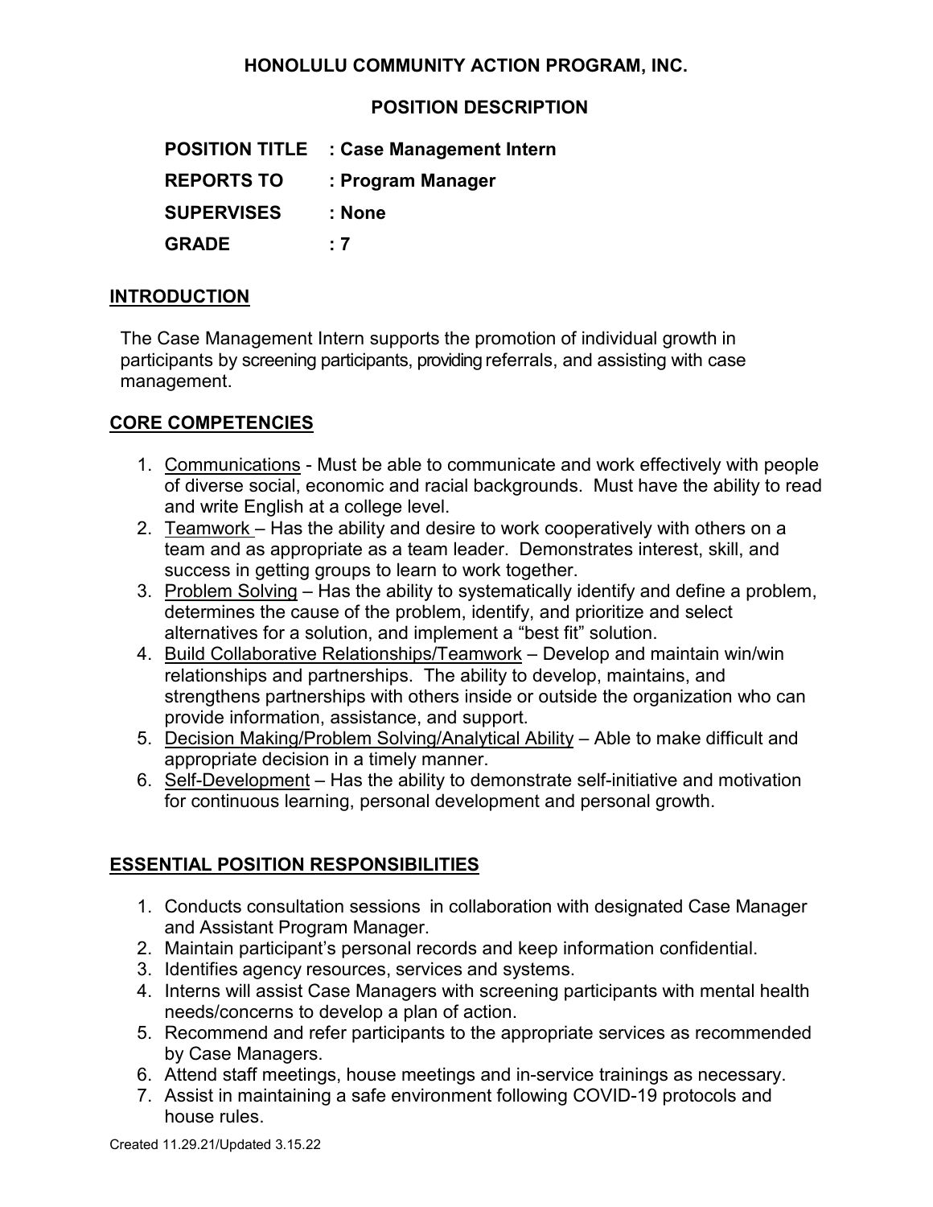# HONOLULU COMMUNITY ACTION PROGRAM, INC.

## POSITION DESCRIPTION

**POSITION TITLE : Case Management Intern**

**REPORTS TO : Program Manager**

**SUPERVISES : None**

**GRADE : 7**

## INTRODUCTION

The Case Management Intern supports the promotion of individual growth in participants by screening participants, providing referrals, and assisting with case management.

## CORE COMPETENCIES

1. Communications - Must be able to communicate and work effectively with people of diverse social, economic and racial backgrounds. Must have the ability to read and write English at a college level.
2. Teamwork – Has the ability and desire to work cooperatively with others on a team and as appropriate as a team leader. Demonstrates interest, skill, and success in getting groups to learn to work together.
3. Problem Solving – Has the ability to systematically identify and define a problem, determines the cause of the problem, identify, and prioritize and select alternatives for a solution, and implement a "best fit" solution.
4. Build Collaborative Relationships/Teamwork – Develop and maintain win/win relationships and partnerships. The ability to develop, maintains, and strengthens partnerships with others inside or outside the organization who can provide information, assistance, and support.
5. Decision Making/Problem Solving/Analytical Ability – Able to make difficult and appropriate decision in a timely manner.
6. Self-Development – Has the ability to demonstrate self-initiative and motivation for continuous learning, personal development and personal growth.

## ESSENTIAL POSITION RESPONSIBILITIES

1. Conducts consultation sessions in collaboration with designated Case Manager and Assistant Program Manager.
2. Maintain participant's personal records and keep information confidential.
3. Identifies agency resources, services and systems.
4. Interns will assist Case Managers with screening participants with mental health needs/concerns to develop a plan of action.
5. Recommend and refer participants to the appropriate services as recommended by Case Managers.
6. Attend staff meetings, house meetings and in-service trainings as necessary.
7. Assist in maintaining a safe environment following COVID-19 protocols and house rules.

Created 11.29.21/Updated 3.15.22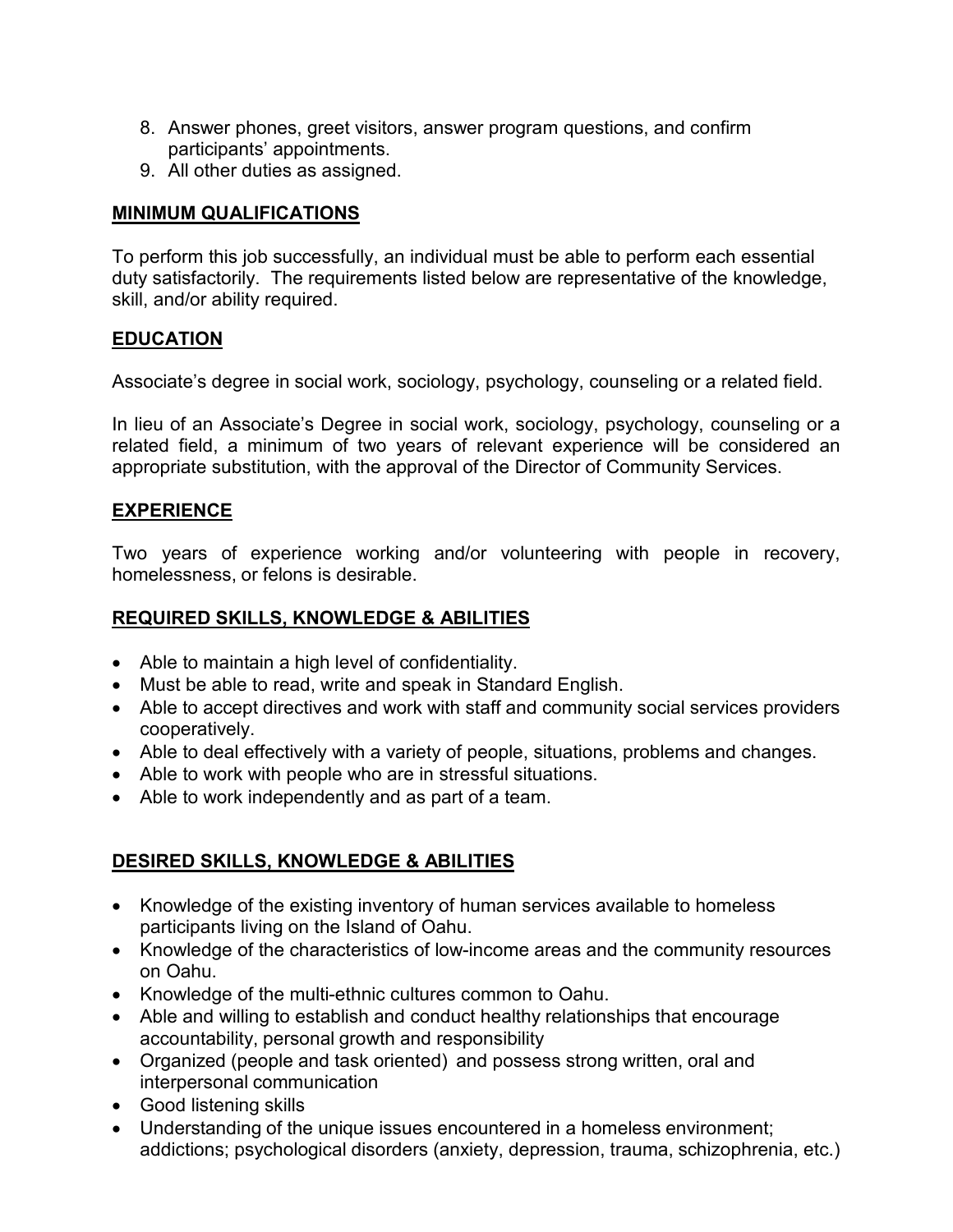8. Answer phones, greet visitors, answer program questions, and confirm participants' appointments.
9. All other duties as assigned.

## MINIMUM QUALIFICATIONS

To perform this job successfully, an individual must be able to perform each essential duty satisfactorily. The requirements listed below are representative of the knowledge, skill, and/or ability required.

## EDUCATION

Associate's degree in social work, sociology, psychology, counseling or a related field.

In lieu of an Associate's Degree in social work, sociology, psychology, counseling or a related field, a minimum of two years of relevant experience will be considered an appropriate substitution, with the approval of the Director of Community Services.

## EXPERIENCE

Two years of experience working and/or volunteering with people in recovery, homelessness, or felons is desirable.

## REQUIRED SKILLS, KNOWLEDGE & ABILITIES

- Able to maintain a high level of confidentiality.
- Must be able to read, write and speak in Standard English.
- Able to accept directives and work with staff and community social services providers cooperatively.
- Able to deal effectively with a variety of people, situations, problems and changes.
- Able to work with people who are in stressful situations.
- Able to work independently and as part of a team.

## DESIRED SKILLS, KNOWLEDGE & ABILITIES

- Knowledge of the existing inventory of human services available to homeless participants living on the Island of Oahu.
- Knowledge of the characteristics of low-income areas and the community resources on Oahu.
- Knowledge of the multi-ethnic cultures common to Oahu.
- Able and willing to establish and conduct healthy relationships that encourage accountability, personal growth and responsibility
- Organized (people and task oriented) and possess strong written, oral and interpersonal communication
- Good listening skills
- Understanding of the unique issues encountered in a homeless environment; addictions; psychological disorders (anxiety, depression, trauma, schizophrenia, etc.)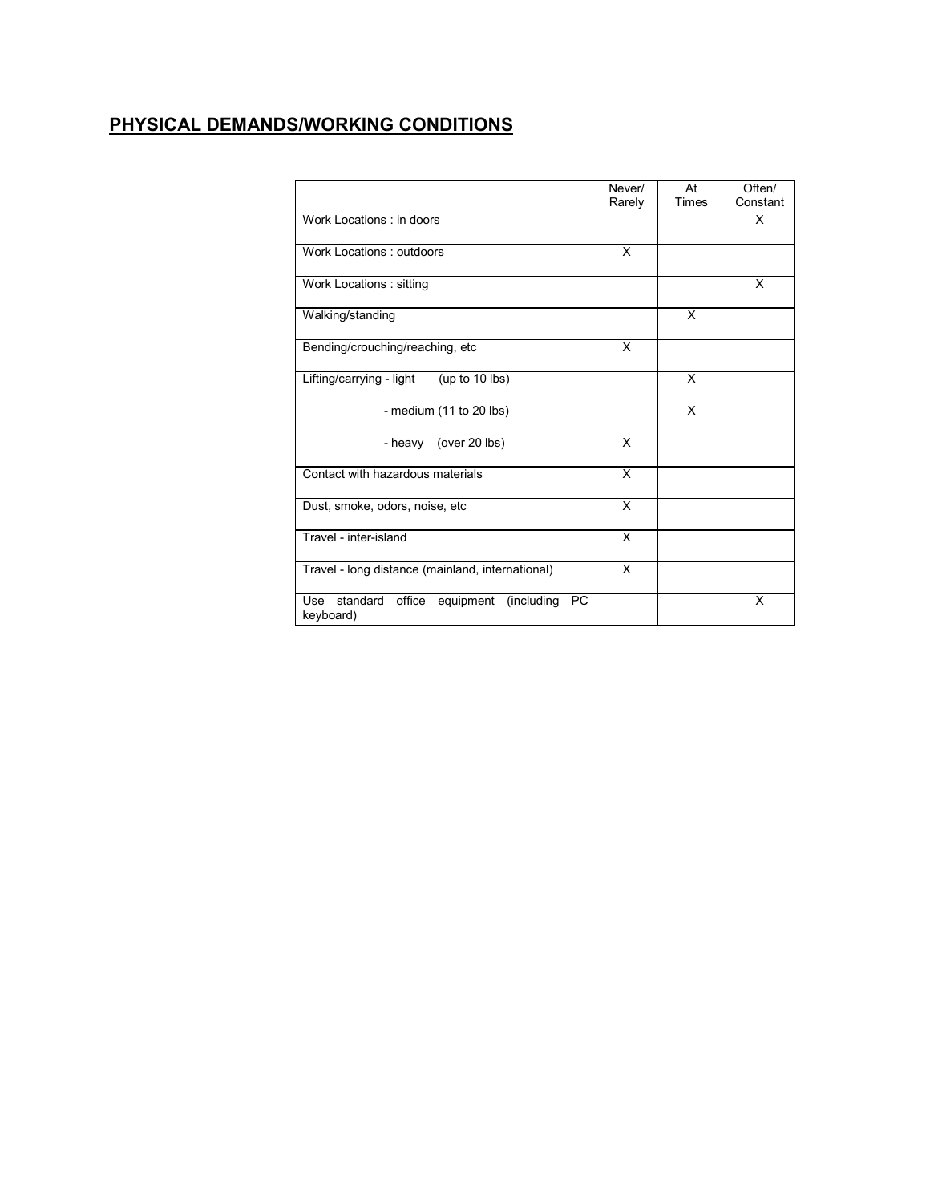## PHYSICAL DEMANDS/WORKING CONDITIONS

| | Never/ Rarely | At Times | Often/ Constant |
|---|---|---|---|
| Work Locations : in doors | | | X |
| Work Locations : outdoors | X | | |
| Work Locations : sitting | | | X |
| Walking/standing | | X | |
| Bending/crouching/reaching, etc | X | | |
| Lifting/carrying - light (up to 10 lbs) | | X | |
| - medium (11 to 20 lbs) | | X | |
| - heavy (over 20 lbs) | X | | |
| Contact with hazardous materials | X | | |
| Dust, smoke, odors, noise, etc | X | | |
| Travel - inter-island | X | | |
| Travel - long distance (mainland, international) | X | | |
| Use standard office equipment (including PC keyboard) | | | X |